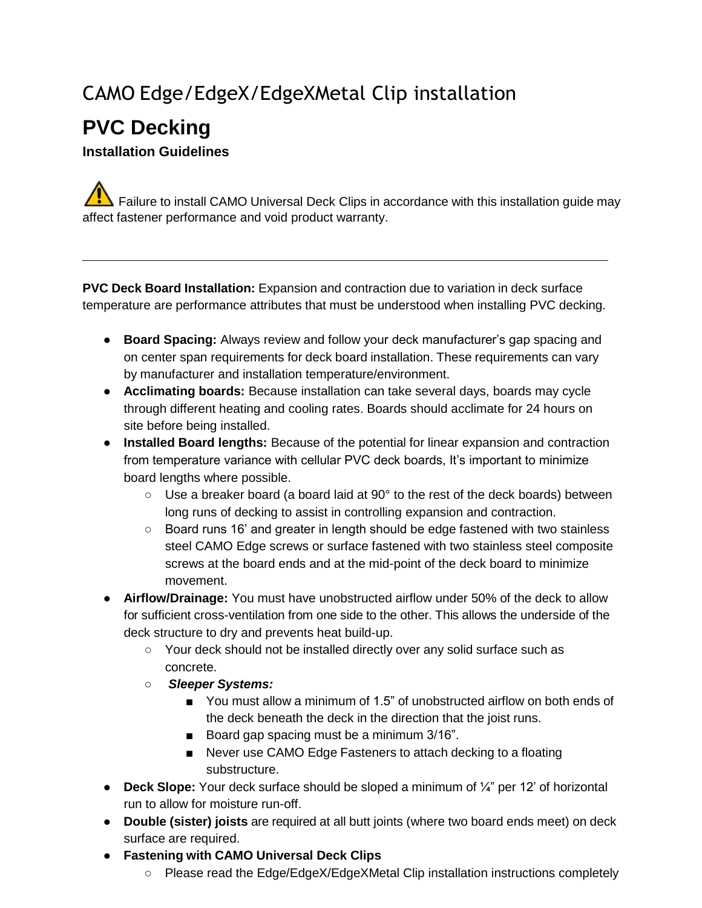# CAMO Edge/EdgeX/EdgeXMetal Clip installation

# PVC Decking

### Installation Guidelines

⚠ Failure to install CAMO Universal Deck Clips in accordance with this installation guide may affect fastener performance and void product warranty.

---

**PVC Deck Board Installation:** Expansion and contraction due to variation in deck surface temperature are performance attributes that must be understood when installing PVC decking.

- **Board Spacing:** Always review and follow your deck manufacturer's gap spacing and on center span requirements for deck board installation. These requirements can vary by manufacturer and installation temperature/environment.
- **Acclimating boards:** Because installation can take several days, boards may cycle through different heating and cooling rates. Boards should acclimate for 24 hours on site before being installed.
- **Installed Board lengths:** Because of the potential for linear expansion and contraction from temperature variance with cellular PVC deck boards, It's important to minimize board lengths where possible.
  - Use a breaker board (a board laid at 90° to the rest of the deck boards) between long runs of decking to assist in controlling expansion and contraction.
  - Board runs 16' and greater in length should be edge fastened with two stainless steel CAMO Edge screws or surface fastened with two stainless steel composite screws at the board ends and at the mid-point of the deck board to minimize movement.
- **Airflow/Drainage:** You must have unobstructed airflow under 50% of the deck to allow for sufficient cross-ventilation from one side to the other. This allows the underside of the deck structure to dry and prevents heat build-up.
  - Your deck should not be installed directly over any solid surface such as concrete.
  - ***Sleeper Systems:***
    - You must allow a minimum of 1.5" of unobstructed airflow on both ends of the deck beneath the deck in the direction that the joist runs.
    - Board gap spacing must be a minimum 3/16".
    - Never use CAMO Edge Fasteners to attach decking to a floating substructure.
- **Deck Slope:** Your deck surface should be sloped a minimum of ¼" per 12' of horizontal run to allow for moisture run-off.
- **Double (sister) joists** are required at all butt joints (where two board ends meet) on deck surface are required.
- **Fastening with CAMO Universal Deck Clips**
  - Please read the Edge/EdgeX/EdgeXMetal Clip installation instructions completely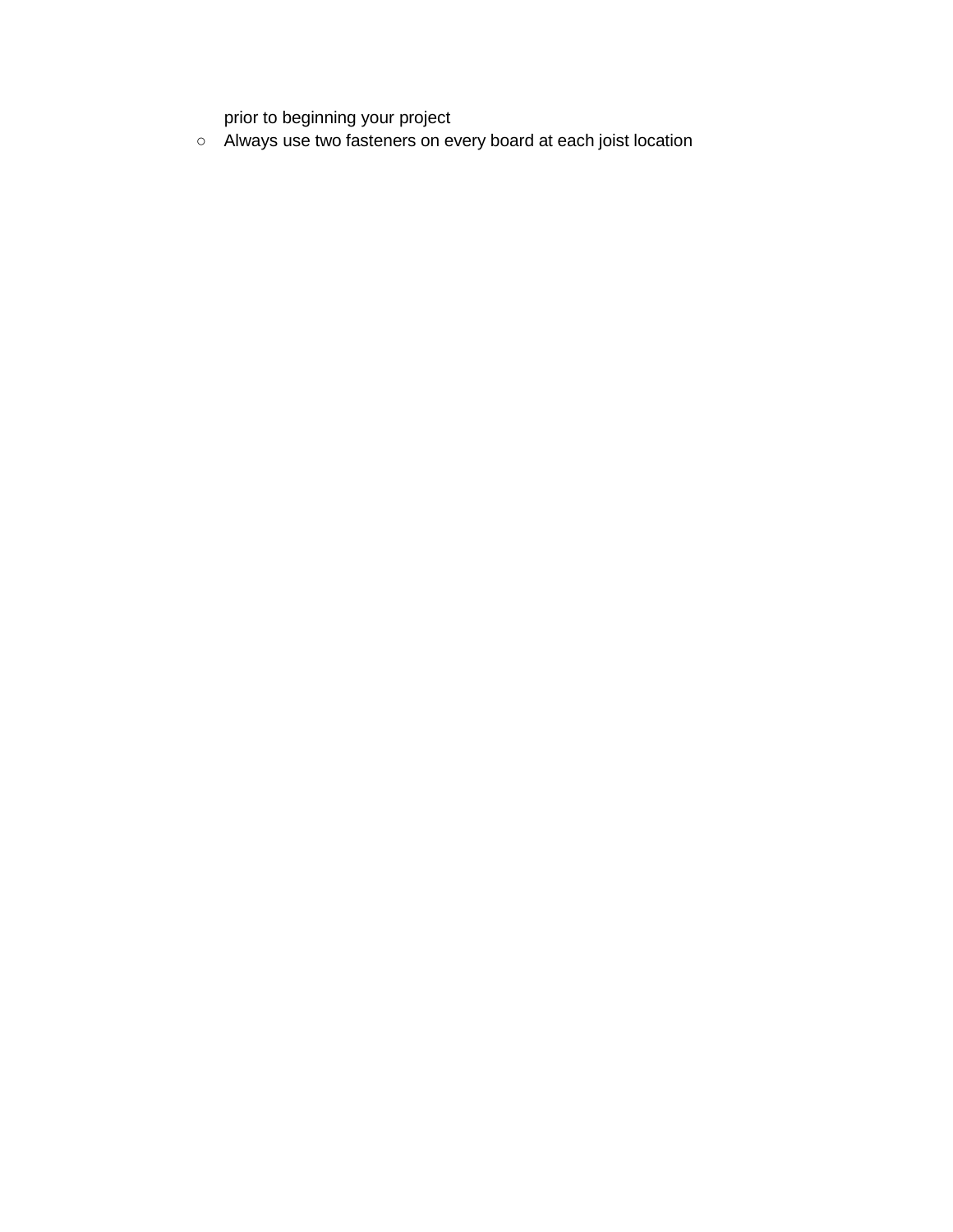prior to beginning your project

- Always use two fasteners on every board at each joist location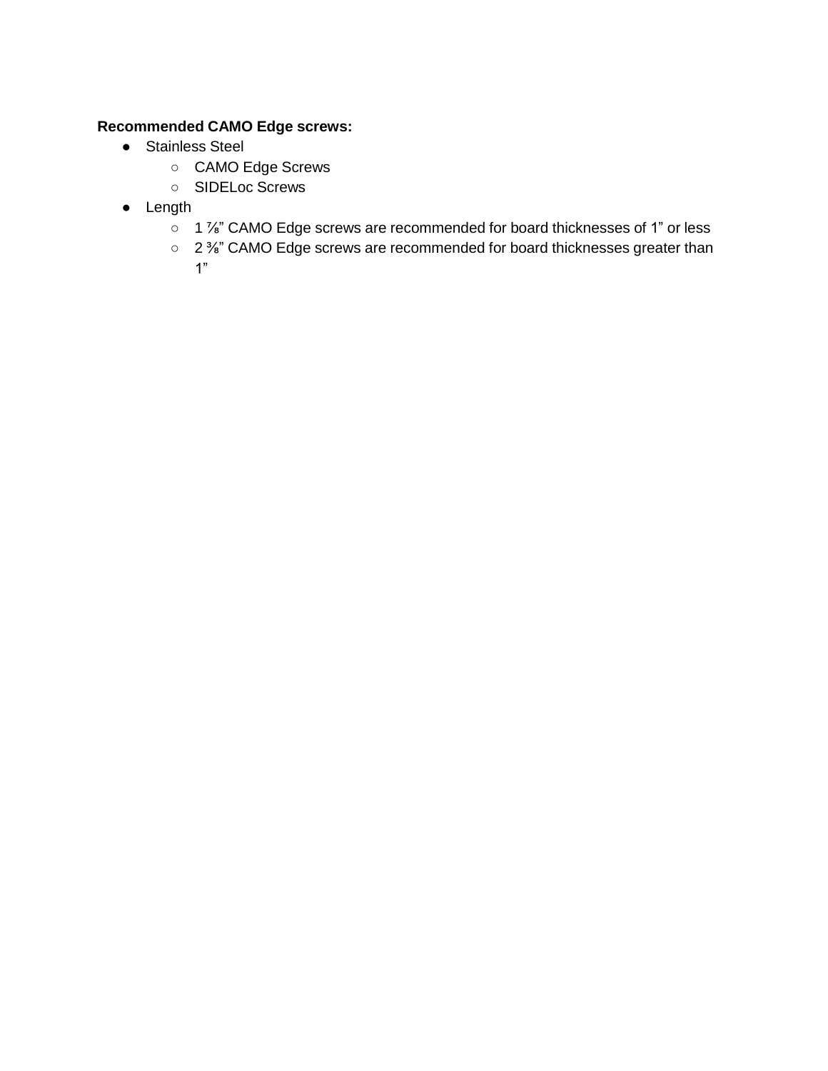**Recommended CAMO Edge screws:**

- Stainless Steel
  - CAMO Edge Screws
  - SIDELoc Screws
- Length
  - 1 ⅞” CAMO Edge screws are recommended for board thicknesses of 1” or less
  - 2 ⅜” CAMO Edge screws are recommended for board thicknesses greater than 1”